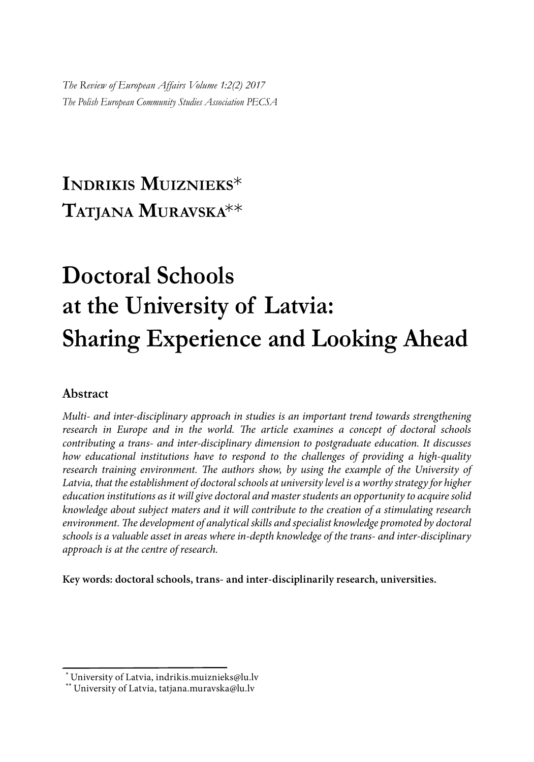*The Review of European Affairs Volume 1:2(2) 2017*
*The Polish European Community Studies Association PECSA*

**Indrikis Muiznieks***
**Tatjana Muravska****

# Doctoral Schools at the University of Latvia: Sharing Experience and Looking Ahead

## Abstract

*Multi- and inter-disciplinary approach in studies is an important trend towards strengthening research in Europe and in the world. The article examines a concept of doctoral schools contributing a trans- and inter-disciplinary dimension to postgraduate education. It discusses how educational institutions have to respond to the challenges of providing a high-quality research training environment. The authors show, by using the example of the University of Latvia, that the establishment of doctoral schools at university level is a worthy strategy for higher education institutions as it will give doctoral and master students an opportunity to acquire solid knowledge about subject maters and it will contribute to the creation of a stimulating research environment. The development of analytical skills and specialist knowledge promoted by doctoral schools is a valuable asset in areas where in-depth knowledge of the trans- and inter-disciplinary approach is at the centre of research.*

**Key words: doctoral schools, trans- and inter-disciplinarily research, universities.**

---

\* University of Latvia, indrikis.muiznieks@lu.lv
\*\* University of Latvia, tatjana.muravska@lu.lv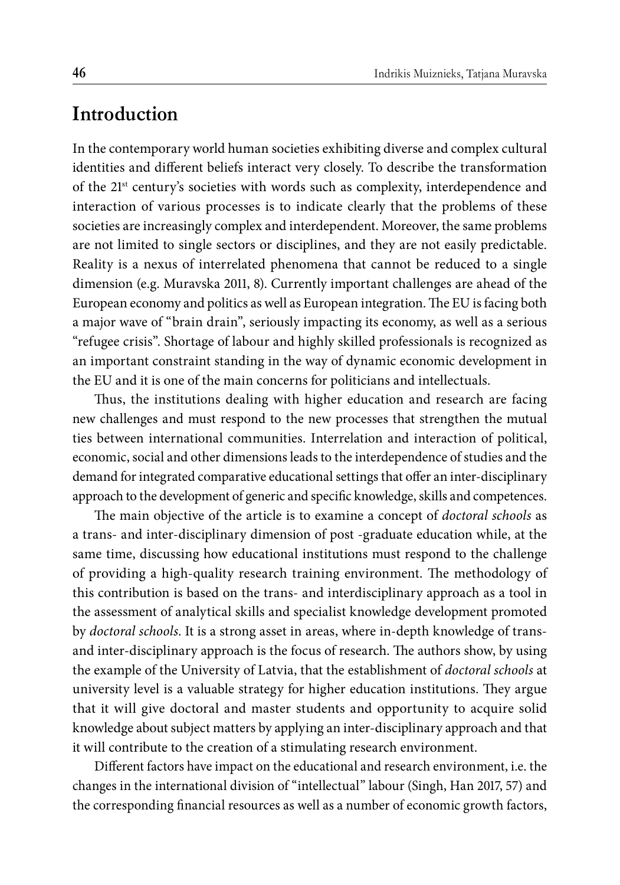## Introduction

In the contemporary world human societies exhibiting diverse and complex cultural identities and different beliefs interact very closely. To describe the transformation of the 21st century's societies with words such as complexity, interdependence and interaction of various processes is to indicate clearly that the problems of these societies are increasingly complex and interdependent. Moreover, the same problems are not limited to single sectors or disciplines, and they are not easily predictable. Reality is a nexus of interrelated phenomena that cannot be reduced to a single dimension (e.g. Muravska 2011, 8). Currently important challenges are ahead of the European economy and politics as well as European integration. The EU is facing both a major wave of "brain drain", seriously impacting its economy, as well as a serious "refugee crisis". Shortage of labour and highly skilled professionals is recognized as an important constraint standing in the way of dynamic economic development in the EU and it is one of the main concerns for politicians and intellectuals.

Thus, the institutions dealing with higher education and research are facing new challenges and must respond to the new processes that strengthen the mutual ties between international communities. Interrelation and interaction of political, economic, social and other dimensions leads to the interdependence of studies and the demand for integrated comparative educational settings that offer an inter-disciplinary approach to the development of generic and specific knowledge, skills and competences.

The main objective of the article is to examine a concept of *doctoral schools* as a trans- and inter-disciplinary dimension of post -graduate education while, at the same time, discussing how educational institutions must respond to the challenge of providing a high-quality research training environment. The methodology of this contribution is based on the trans- and interdisciplinary approach as a tool in the assessment of analytical skills and specialist knowledge development promoted by *doctoral schools*. It is a strong asset in areas, where in-depth knowledge of trans- and inter-disciplinary approach is the focus of research. The authors show, by using the example of the University of Latvia, that the establishment of *doctoral schools* at university level is a valuable strategy for higher education institutions. They argue that it will give doctoral and master students and opportunity to acquire solid knowledge about subject matters by applying an inter-disciplinary approach and that it will contribute to the creation of a stimulating research environment.

Different factors have impact on the educational and research environment, i.e. the changes in the international division of "intellectual" labour (Singh, Han 2017, 57) and the corresponding financial resources as well as a number of economic growth factors,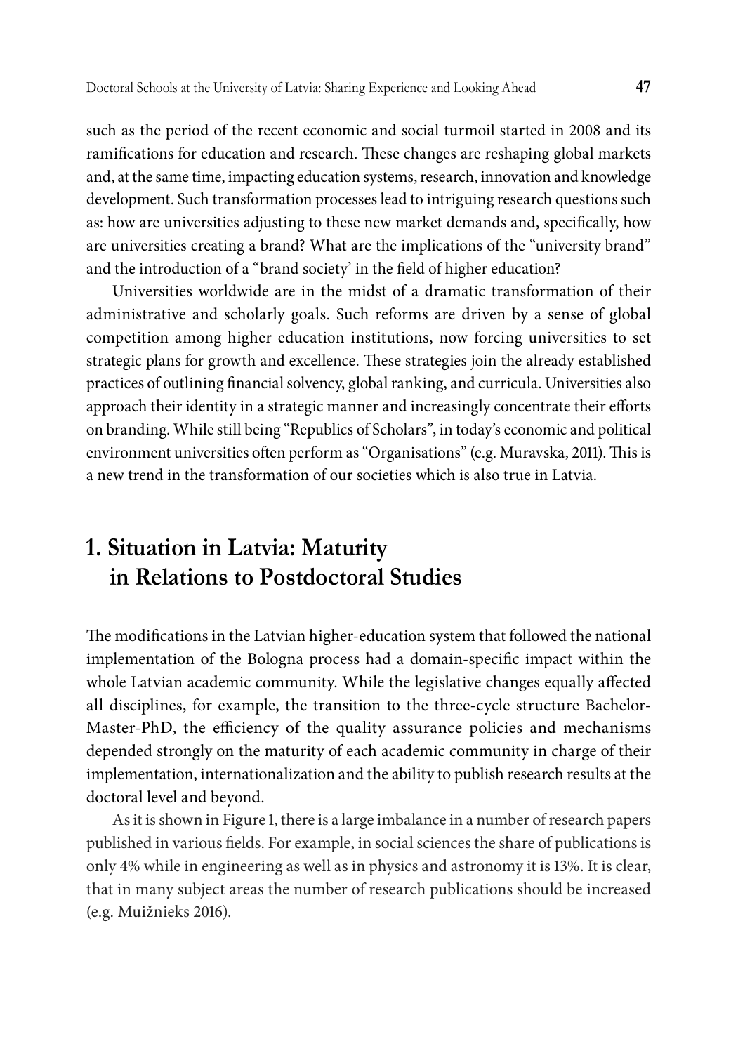such as the period of the recent economic and social turmoil started in 2008 and its ramifications for education and research. These changes are reshaping global markets and, at the same time, impacting education systems, research, innovation and knowledge development. Such transformation processes lead to intriguing research questions such as: how are universities adjusting to these new market demands and, specifically, how are universities creating a brand? What are the implications of the "university brand" and the introduction of a "brand society' in the field of higher education?

Universities worldwide are in the midst of a dramatic transformation of their administrative and scholarly goals. Such reforms are driven by a sense of global competition among higher education institutions, now forcing universities to set strategic plans for growth and excellence. These strategies join the already established practices of outlining financial solvency, global ranking, and curricula. Universities also approach their identity in a strategic manner and increasingly concentrate their efforts on branding. While still being "Republics of Scholars", in today's economic and political environment universities often perform as "Organisations" (e.g. Muravska, 2011). This is a new trend in the transformation of our societies which is also true in Latvia.

## 1. Situation in Latvia: Maturity in Relations to Postdoctoral Studies

The modifications in the Latvian higher-education system that followed the national implementation of the Bologna process had a domain-specific impact within the whole Latvian academic community. While the legislative changes equally affected all disciplines, for example, the transition to the three-cycle structure Bachelor-Master-PhD, the efficiency of the quality assurance policies and mechanisms depended strongly on the maturity of each academic community in charge of their implementation, internationalization and the ability to publish research results at the doctoral level and beyond.

As it is shown in Figure 1, there is a large imbalance in a number of research papers published in various fields. For example, in social sciences the share of publications is only 4% while in engineering as well as in physics and astronomy it is 13%. It is clear, that in many subject areas the number of research publications should be increased (e.g. Muižnieks 2016).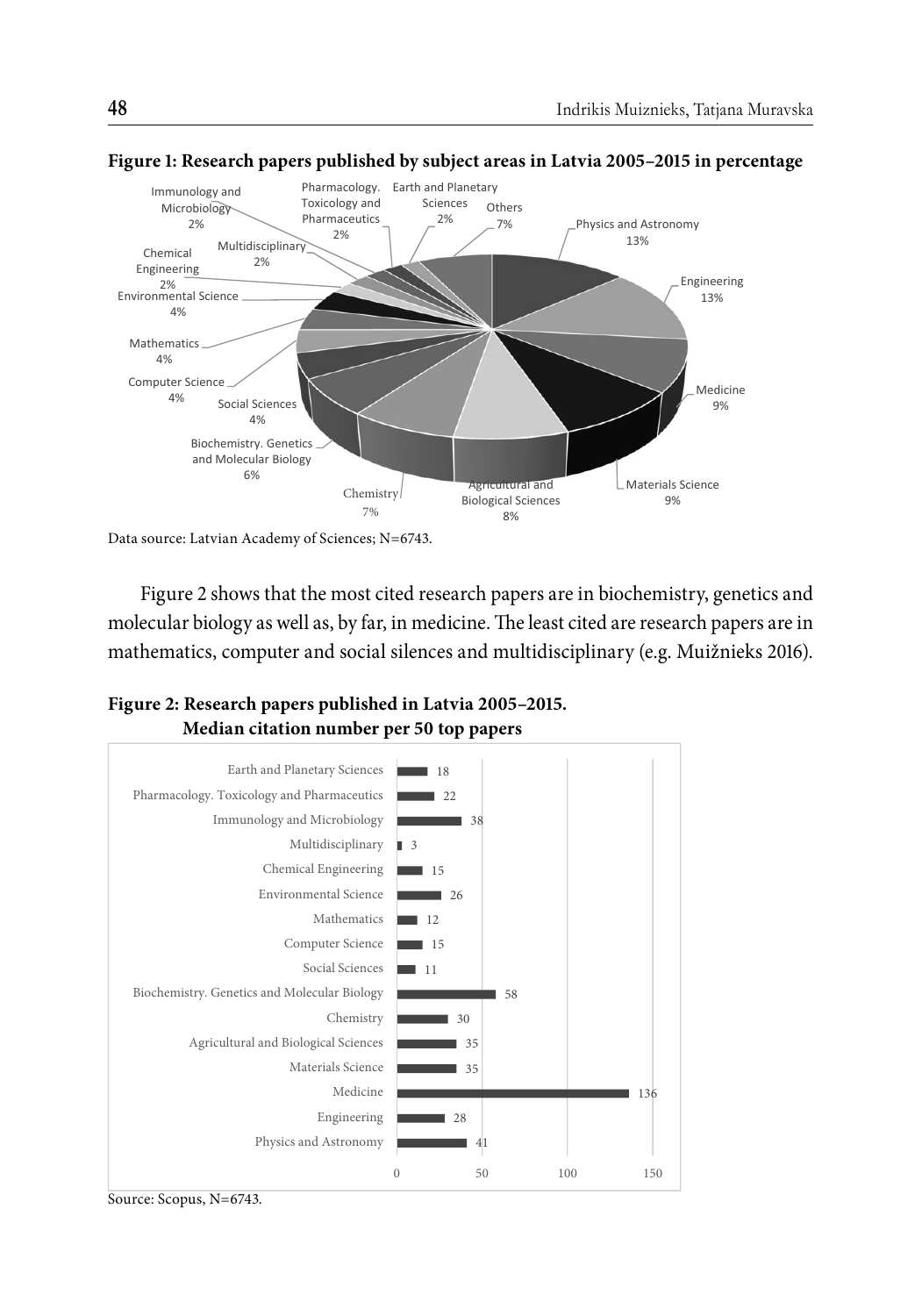**Figure 1: Research papers published by subject areas in Latvia 2005–2015 in percentage**

Data source: Latvian Academy of Sciences; N=6743.

Figure 2 shows that the most cited research papers are in biochemistry, genetics and molecular biology as well as, by far, in medicine. The least cited are research papers are in mathematics, computer and social silences and multidisciplinary (e.g. Muižnieks 2016).

**Figure 2: Research papers published in Latvia 2005–2015. Median citation number per 50 top papers**

Source: Scopus, N=6743.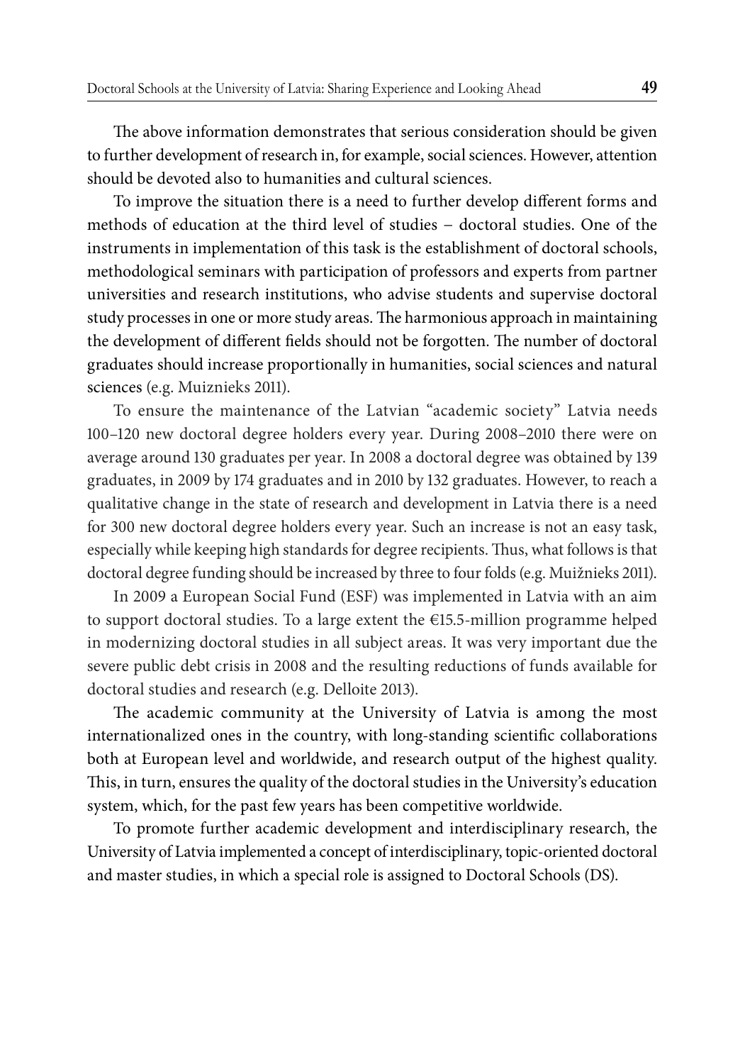The above information demonstrates that serious consideration should be given to further development of research in, for example, social sciences. However, attention should be devoted also to humanities and cultural sciences.

To improve the situation there is a need to further develop different forms and methods of education at the third level of studies – doctoral studies. One of the instruments in implementation of this task is the establishment of doctoral schools, methodological seminars with participation of professors and experts from partner universities and research institutions, who advise students and supervise doctoral study processes in one or more study areas. The harmonious approach in maintaining the development of different fields should not be forgotten. The number of doctoral graduates should increase proportionally in humanities, social sciences and natural sciences (e.g. Muiznieks 2011).

To ensure the maintenance of the Latvian "academic society" Latvia needs 100–120 new doctoral degree holders every year. During 2008–2010 there were on average around 130 graduates per year. In 2008 a doctoral degree was obtained by 139 graduates, in 2009 by 174 graduates and in 2010 by 132 graduates. However, to reach a qualitative change in the state of research and development in Latvia there is a need for 300 new doctoral degree holders every year. Such an increase is not an easy task, especially while keeping high standards for degree recipients. Thus, what follows is that doctoral degree funding should be increased by three to four folds (e.g. Muižnieks 2011).

In 2009 a European Social Fund (ESF) was implemented in Latvia with an aim to support doctoral studies. To a large extent the €15.5-million programme helped in modernizing doctoral studies in all subject areas. It was very important due the severe public debt crisis in 2008 and the resulting reductions of funds available for doctoral studies and research (e.g. Delloite 2013).

The academic community at the University of Latvia is among the most internationalized ones in the country, with long-standing scientific collaborations both at European level and worldwide, and research output of the highest quality. This, in turn, ensures the quality of the doctoral studies in the University's education system, which, for the past few years has been competitive worldwide.

To promote further academic development and interdisciplinary research, the University of Latvia implemented a concept of interdisciplinary, topic-oriented doctoral and master studies, in which a special role is assigned to Doctoral Schools (DS).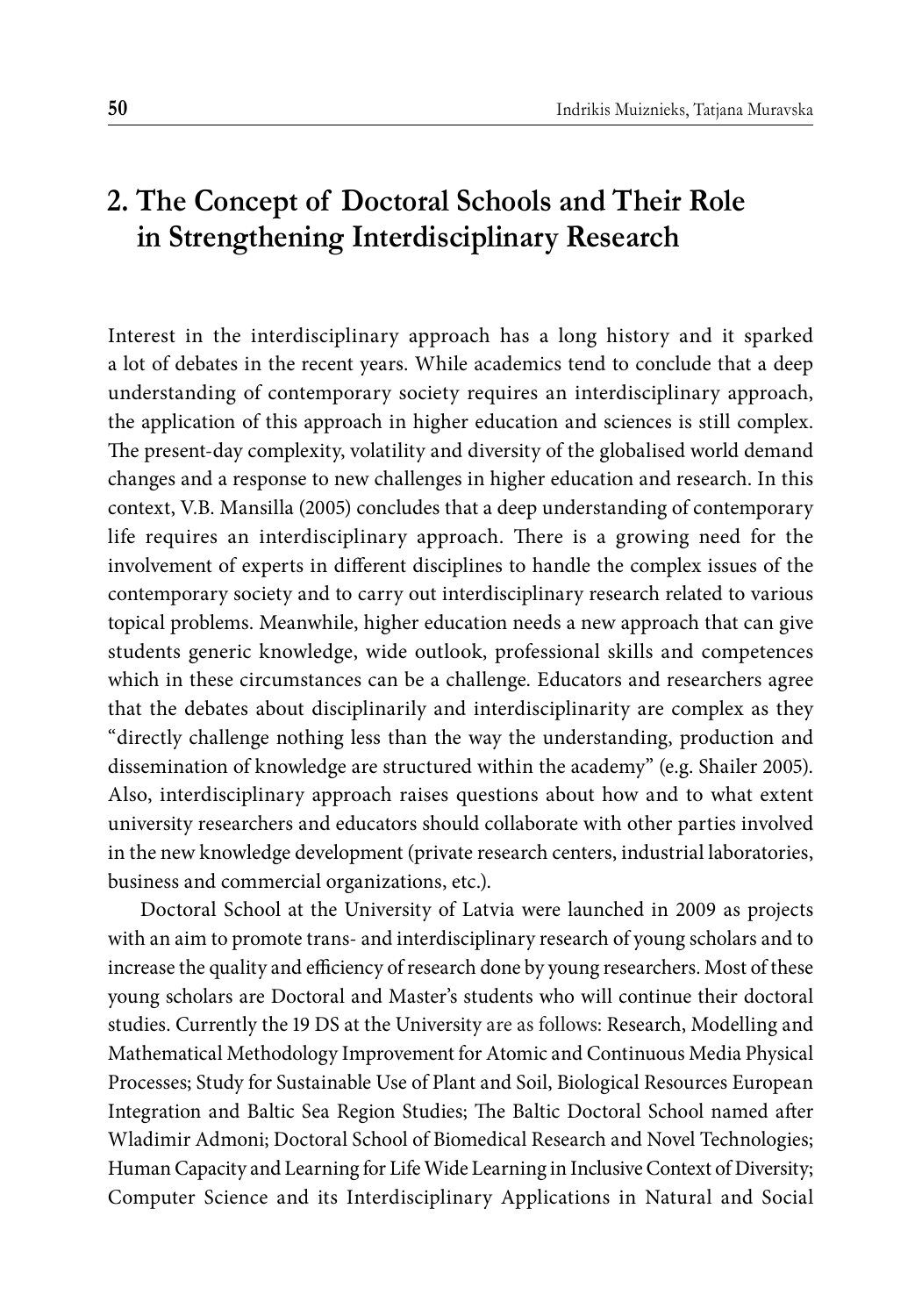## 2. The Concept of Doctoral Schools and Their Role in Strengthening Interdisciplinary Research

Interest in the interdisciplinary approach has a long history and it sparked a lot of debates in the recent years. While academics tend to conclude that a deep understanding of contemporary society requires an interdisciplinary approach, the application of this approach in higher education and sciences is still complex. The present-day complexity, volatility and diversity of the globalised world demand changes and a response to new challenges in higher education and research. In this context, V.B. Mansilla (2005) concludes that a deep understanding of contemporary life requires an interdisciplinary approach. There is a growing need for the involvement of experts in different disciplines to handle the complex issues of the contemporary society and to carry out interdisciplinary research related to various topical problems. Meanwhile, higher education needs a new approach that can give students generic knowledge, wide outlook, professional skills and competences which in these circumstances can be a challenge. Educators and researchers agree that the debates about disciplinarily and interdisciplinarity are complex as they "directly challenge nothing less than the way the understanding, production and dissemination of knowledge are structured within the academy" (e.g. Shailer 2005). Also, interdisciplinary approach raises questions about how and to what extent university researchers and educators should collaborate with other parties involved in the new knowledge development (private research centers, industrial laboratories, business and commercial organizations, etc.).

Doctoral School at the University of Latvia were launched in 2009 as projects with an aim to promote trans- and interdisciplinary research of young scholars and to increase the quality and efficiency of research done by young researchers. Most of these young scholars are Doctoral and Master's students who will continue their doctoral studies. Currently the 19 DS at the University are as follows: Research, Modelling and Mathematical Methodology Improvement for Atomic and Continuous Media Physical Processes; Study for Sustainable Use of Plant and Soil, Biological Resources European Integration and Baltic Sea Region Studies; The Baltic Doctoral School named after Wladimir Admoni; Doctoral School of Biomedical Research and Novel Technologies; Human Capacity and Learning for Life Wide Learning in Inclusive Context of Diversity; Computer Science and its Interdisciplinary Applications in Natural and Social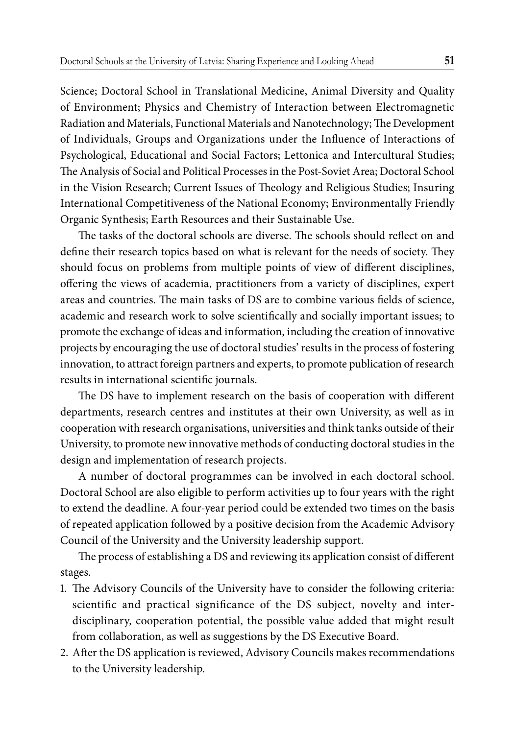Science; Doctoral School in Translational Medicine, Animal Diversity and Quality of Environment; Physics and Chemistry of Interaction between Electromagnetic Radiation and Materials, Functional Materials and Nanotechnology; The Development of Individuals, Groups and Organizations under the Influence of Interactions of Psychological, Educational and Social Factors; Lettonica and Intercultural Studies; The Analysis of Social and Political Processes in the Post-Soviet Area; Doctoral School in the Vision Research; Current Issues of Theology and Religious Studies; Insuring International Competitiveness of the National Economy; Environmentally Friendly Organic Synthesis; Earth Resources and their Sustainable Use.

The tasks of the doctoral schools are diverse. The schools should reflect on and define their research topics based on what is relevant for the needs of society. They should focus on problems from multiple points of view of different disciplines, offering the views of academia, practitioners from a variety of disciplines, expert areas and countries. The main tasks of DS are to combine various fields of science, academic and research work to solve scientifically and socially important issues; to promote the exchange of ideas and information, including the creation of innovative projects by encouraging the use of doctoral studies' results in the process of fostering innovation, to attract foreign partners and experts, to promote publication of research results in international scientific journals.

The DS have to implement research on the basis of cooperation with different departments, research centres and institutes at their own University, as well as in cooperation with research organisations, universities and think tanks outside of their University, to promote new innovative methods of conducting doctoral studies in the design and implementation of research projects.

A number of doctoral programmes can be involved in each doctoral school. Doctoral School are also eligible to perform activities up to four years with the right to extend the deadline. A four-year period could be extended two times on the basis of repeated application followed by a positive decision from the Academic Advisory Council of the University and the University leadership support.

The process of establishing a DS and reviewing its application consist of different stages.

1. The Advisory Councils of the University have to consider the following criteria: scientific and practical significance of the DS subject, novelty and inter-disciplinary, cooperation potential, the possible value added that might result from collaboration, as well as suggestions by the DS Executive Board.
2. After the DS application is reviewed, Advisory Councils makes recommendations to the University leadership.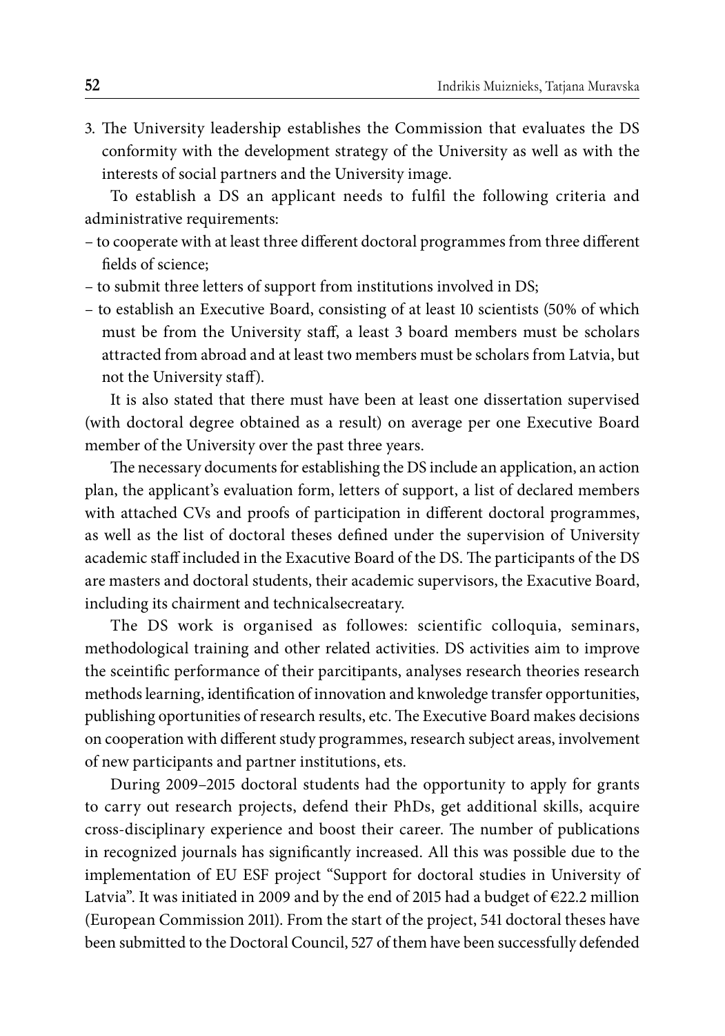3. The University leadership establishes the Commission that evaluates the DS conformity with the development strategy of the University as well as with the interests of social partners and the University image.

To establish a DS an applicant needs to fulfil the following criteria and administrative requirements:

– to cooperate with at least three different doctoral programmes from three different fields of science;
– to submit three letters of support from institutions involved in DS;
– to establish an Executive Board, consisting of at least 10 scientists (50% of which must be from the University staff, a least 3 board members must be scholars attracted from abroad and at least two members must be scholars from Latvia, but not the University staff).

It is also stated that there must have been at least one dissertation supervised (with doctoral degree obtained as a result) on average per one Executive Board member of the University over the past three years.

The necessary documents for establishing the DS include an application, an action plan, the applicant's evaluation form, letters of support, a list of declared members with attached CVs and proofs of participation in different doctoral programmes, as well as the list of doctoral theses defined under the supervision of University academic staff included in the Exacutive Board of the DS. The participants of the DS are masters and doctoral students, their academic supervisors, the Exacutive Board, including its chairment and technicalsecreatary.

The DS work is organised as followes: scientific colloquia, seminars, methodological training and other related activities. DS activities aim to improve the sceintific performance of their parcitipants, analyses research theories research methods learning, identification of innovation and knwoledge transfer opportunities, publishing oportunities of research results, etc. The Executive Board makes decisions on cooperation with different study programmes, research subject areas, involvement of new participants and partner institutions, ets.

During 2009–2015 doctoral students had the opportunity to apply for grants to carry out research projects, defend their PhDs, get additional skills, acquire cross-disciplinary experience and boost their career. The number of publications in recognized journals has significantly increased. All this was possible due to the implementation of EU ESF project "Support for doctoral studies in University of Latvia". It was initiated in 2009 and by the end of 2015 had a budget of €22.2 million (European Commission 2011). From the start of the project, 541 doctoral theses have been submitted to the Doctoral Council, 527 of them have been successfully defended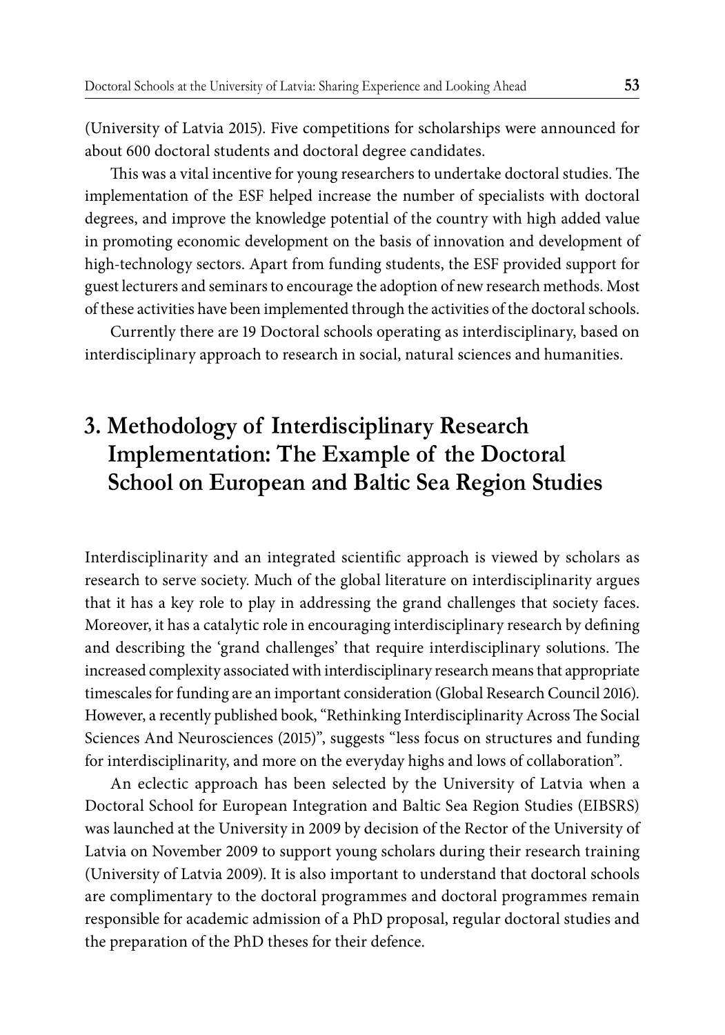(University of Latvia 2015). Five competitions for scholarships were announced for about 600 doctoral students and doctoral degree candidates.

This was a vital incentive for young researchers to undertake doctoral studies. The implementation of the ESF helped increase the number of specialists with doctoral degrees, and improve the knowledge potential of the country with high added value in promoting economic development on the basis of innovation and development of high-technology sectors. Apart from funding students, the ESF provided support for guest lecturers and seminars to encourage the adoption of new research methods. Most of these activities have been implemented through the activities of the doctoral schools.

Currently there are 19 Doctoral schools operating as interdisciplinary, based on interdisciplinary approach to research in social, natural sciences and humanities.

## 3. Methodology of Interdisciplinary Research Implementation: The Example of the Doctoral School on European and Baltic Sea Region Studies

Interdisciplinarity and an integrated scientific approach is viewed by scholars as research to serve society. Much of the global literature on interdisciplinarity argues that it has a key role to play in addressing the grand challenges that society faces. Moreover, it has a catalytic role in encouraging interdisciplinary research by defining and describing the 'grand challenges' that require interdisciplinary solutions. The increased complexity associated with interdisciplinary research means that appropriate timescales for funding are an important consideration (Global Research Council 2016). However, a recently published book, "Rethinking Interdisciplinarity Across The Social Sciences And Neurosciences (2015)", suggests "less focus on structures and funding for interdisciplinarity, and more on the everyday highs and lows of collaboration".

An eclectic approach has been selected by the University of Latvia when a Doctoral School for European Integration and Baltic Sea Region Studies (EIBSRS) was launched at the University in 2009 by decision of the Rector of the University of Latvia on November 2009 to support young scholars during their research training (University of Latvia 2009). It is also important to understand that doctoral schools are complimentary to the doctoral programmes and doctoral programmes remain responsible for academic admission of a PhD proposal, regular doctoral studies and the preparation of the PhD theses for their defence.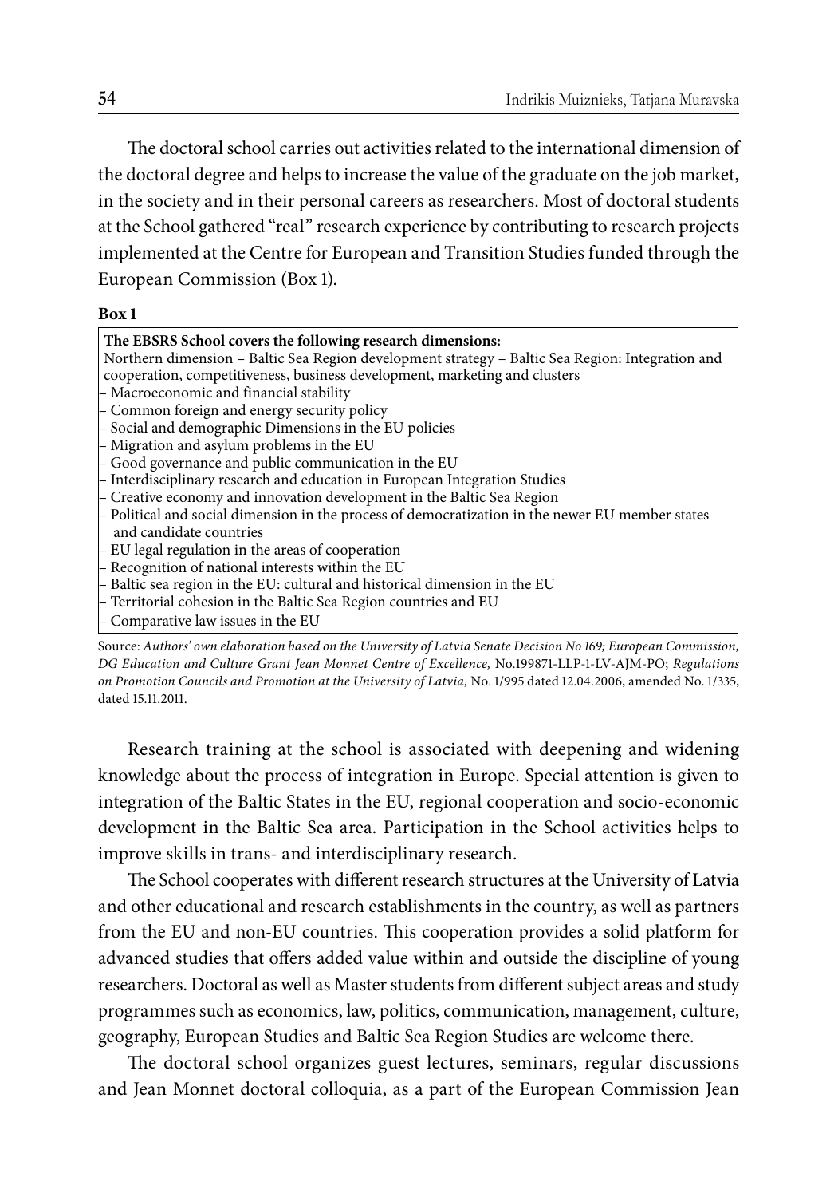The doctoral school carries out activities related to the international dimension of the doctoral degree and helps to increase the value of the graduate on the job market, in the society and in their personal careers as researchers. Most of doctoral students at the School gathered "real" research experience by contributing to research projects implemented at the Centre for European and Transition Studies funded through the European Commission (Box 1).

**Box 1**

**The EBSRS School covers the following research dimensions:**

Northern dimension – Baltic Sea Region development strategy – Baltic Sea Region: Integration and cooperation, competitiveness, business development, marketing and clusters

- Macroeconomic and financial stability
- Common foreign and energy security policy
- Social and demographic Dimensions in the EU policies
- Migration and asylum problems in the EU
- Good governance and public communication in the EU
- Interdisciplinary research and education in European Integration Studies
- Creative economy and innovation development in the Baltic Sea Region
- Political and social dimension in the process of democratization in the newer EU member states and candidate countries
- EU legal regulation in the areas of cooperation
- Recognition of national interests within the EU
- Baltic sea region in the EU: cultural and historical dimension in the EU
- Territorial cohesion in the Baltic Sea Region countries and EU
- Comparative law issues in the EU

Source: *Authors' own elaboration based on the University of Latvia Senate Decision No 169; European Commission, DG Education and Culture Grant Jean Monnet Centre of Excellence,* No.199871-LLP-1-LV-AJM-PO; *Regulations on Promotion Councils and Promotion at the University of Latvia,* No. 1/995 dated 12.04.2006, amended No. 1/335, dated 15.11.2011.

Research training at the school is associated with deepening and widening knowledge about the process of integration in Europe. Special attention is given to integration of the Baltic States in the EU, regional cooperation and socio-economic development in the Baltic Sea area. Participation in the School activities helps to improve skills in trans- and interdisciplinary research.

The School cooperates with different research structures at the University of Latvia and other educational and research establishments in the country, as well as partners from the EU and non-EU countries. This cooperation provides a solid platform for advanced studies that offers added value within and outside the discipline of young researchers. Doctoral as well as Master students from different subject areas and study programmes such as economics, law, politics, communication, management, culture, geography, European Studies and Baltic Sea Region Studies are welcome there.

The doctoral school organizes guest lectures, seminars, regular discussions and Jean Monnet doctoral colloquia, as a part of the European Commission Jean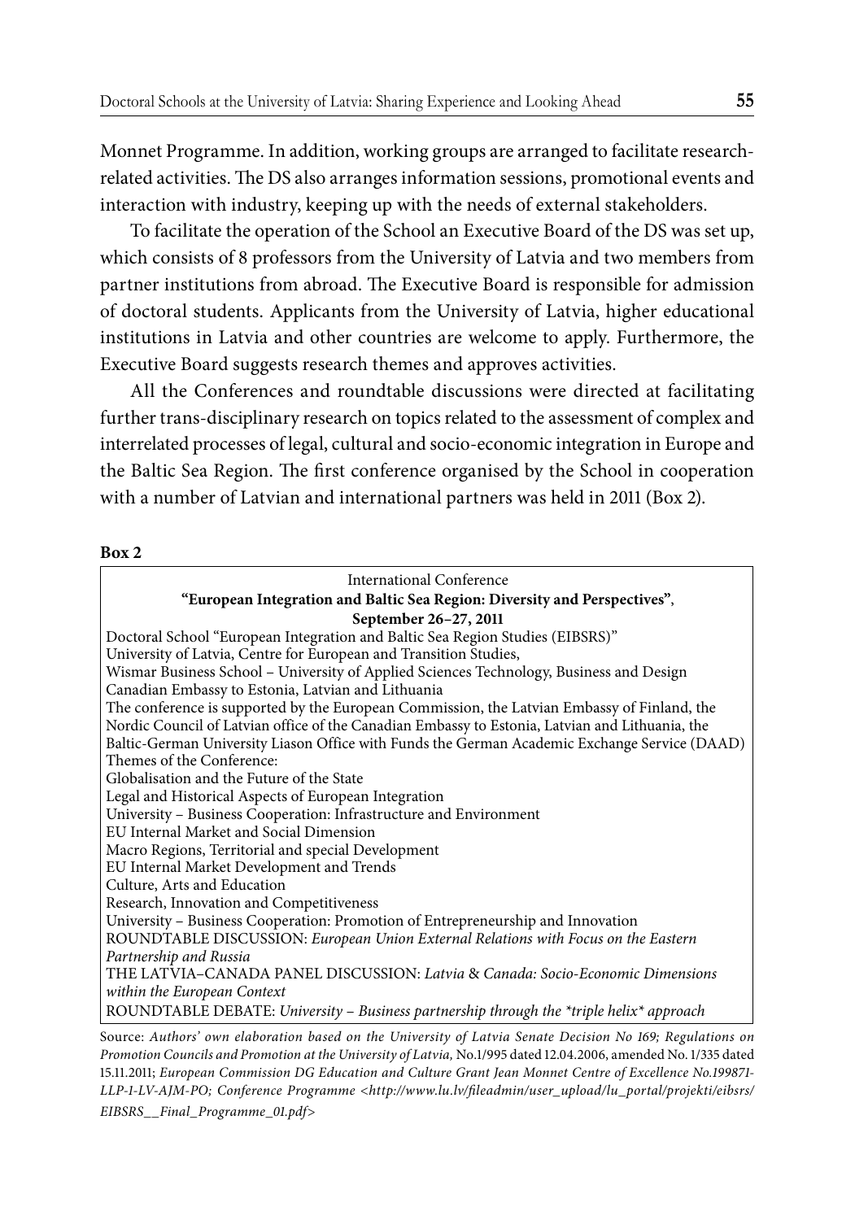Monnet Programme. In addition, working groups are arranged to facilitate research-related activities. The DS also arranges information sessions, promotional events and interaction with industry, keeping up with the needs of external stakeholders.

To facilitate the operation of the School an Executive Board of the DS was set up, which consists of 8 professors from the University of Latvia and two members from partner institutions from abroad. The Executive Board is responsible for admission of doctoral students. Applicants from the University of Latvia, higher educational institutions in Latvia and other countries are welcome to apply. Furthermore, the Executive Board suggests research themes and approves activities.

All the Conferences and roundtable discussions were directed at facilitating further trans-disciplinary research on topics related to the assessment of complex and interrelated processes of legal, cultural and socio-economic integration in Europe and the Baltic Sea Region. The first conference organised by the School in cooperation with a number of Latvian and international partners was held in 2011 (Box 2).

**Box 2**

International Conference
**"European Integration and Baltic Sea Region: Diversity and Perspectives"**,
**September 26–27, 2011**

Doctoral School "European Integration and Baltic Sea Region Studies (EIBSRS)"
University of Latvia, Centre for European and Transition Studies,
Wismar Business School – University of Applied Sciences Technology, Business and Design
Canadian Embassy to Estonia, Latvian and Lithuania
The conference is supported by the European Commission, the Latvian Embassy of Finland, the Nordic Council of Latvian office of the Canadian Embassy to Estonia, Latvian and Lithuania, the Baltic-German University Liason Office with Funds the German Academic Exchange Service (DAAD)

Themes of the Conference:
Globalisation and the Future of the State
Legal and Historical Aspects of European Integration
University – Business Cooperation: Infrastructure and Environment
EU Internal Market and Social Dimension
Macro Regions, Territorial and special Development
EU Internal Market Development and Trends
Culture, Arts and Education
Research, Innovation and Competitiveness
University – Business Cooperation: Promotion of Entrepreneurship and Innovation
ROUNDTABLE DISCUSSION: *European Union External Relations with Focus on the Eastern Partnership and Russia*
THE LATVIA–CANADA PANEL DISCUSSION: *Latvia* & *Canada: Socio-Economic Dimensions within the European Context*
ROUNDTABLE DEBATE: *University – Business partnership through the *triple helix* approach*

Source: *Authors' own elaboration based on the University of Latvia Senate Decision No 169; Regulations on Promotion Councils and Promotion at the University of Latvia,* No.1/995 dated 12.04.2006, amended No. 1/335 dated 15.11.2011; *European Commission DG Education and Culture Grant Jean Monnet Centre of Excellence No.199871-LLP-1-LV-AJM-PO; Conference Programme <http://www.lu.lv/fileadmin/user_upload/lu_portal/projekti/eibsrs/EIBSRS__Final_Programme_01.pdf>*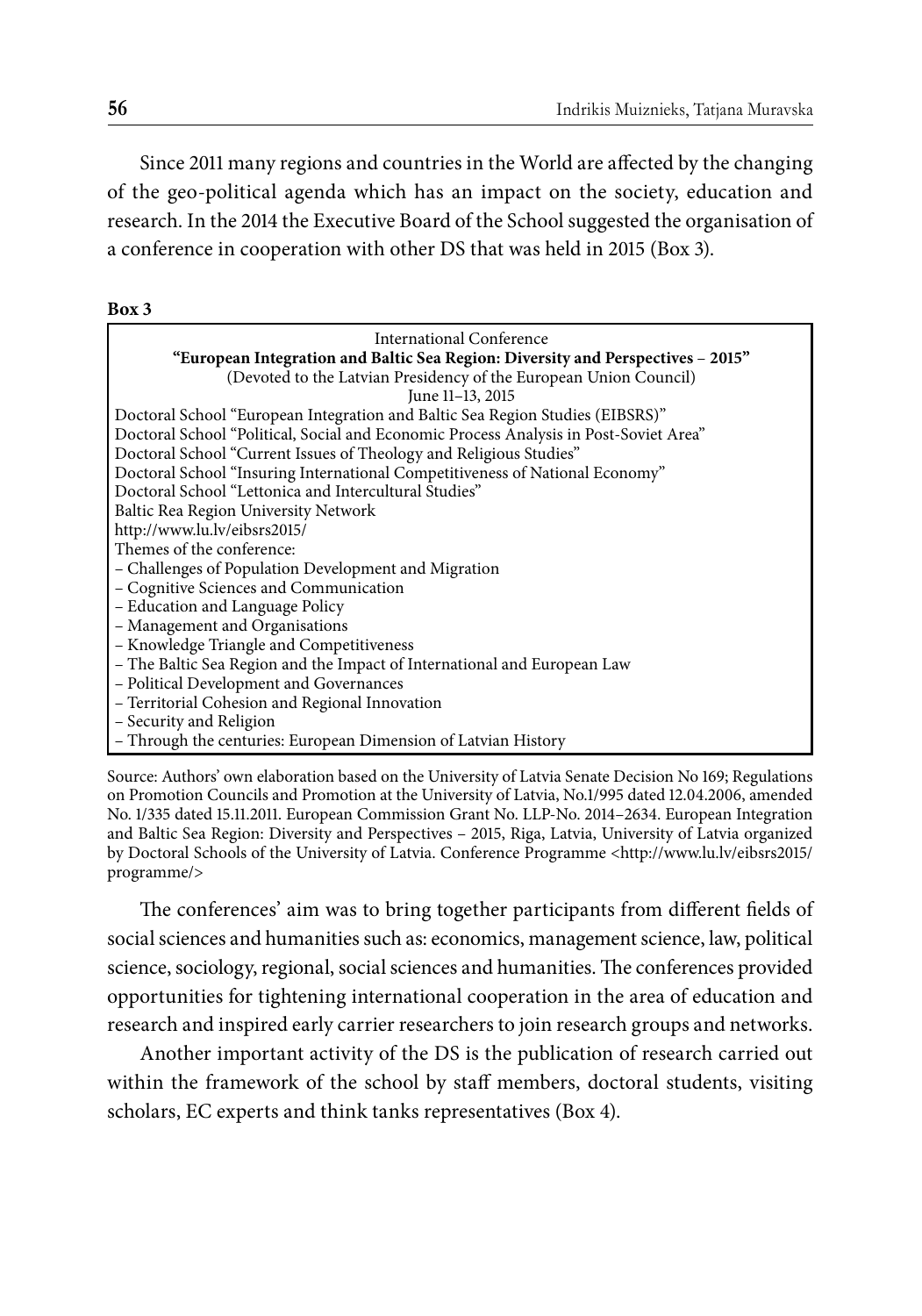Since 2011 many regions and countries in the World are affected by the changing of the geo-political agenda which has an impact on the society, education and research. In the 2014 the Executive Board of the School suggested the organisation of a conference in cooperation with other DS that was held in 2015 (Box 3).

**Box 3**

International Conference
**"European Integration and Baltic Sea Region: Diversity and Perspectives – 2015"**
(Devoted to the Latvian Presidency of the European Union Council)
June 11–13, 2015

Doctoral School "European Integration and Baltic Sea Region Studies (EIBSRS)"
Doctoral School "Political, Social and Economic Process Analysis in Post-Soviet Area"
Doctoral School "Current Issues of Theology and Religious Studies"
Doctoral School "Insuring International Competitiveness of National Economy"
Doctoral School "Lettonica and Intercultural Studies"
Baltic Rea Region University Network
http://www.lu.lv/eibsrs2015/

Themes of the conference:

- Challenges of Population Development and Migration
- Cognitive Sciences and Communication
- Education and Language Policy
- Management and Organisations
- Knowledge Triangle and Competitiveness
- The Baltic Sea Region and the Impact of International and European Law
- Political Development and Governances
- Territorial Cohesion and Regional Innovation
- Security and Religion
- Through the centuries: European Dimension of Latvian History

Source: Authors' own elaboration based on the University of Latvia Senate Decision No 169; Regulations on Promotion Councils and Promotion at the University of Latvia, No.1/995 dated 12.04.2006, amended No. 1/335 dated 15.11.2011. European Commission Grant No. LLP-No. 2014–2634. European Integration and Baltic Sea Region: Diversity and Perspectives – 2015, Riga, Latvia, University of Latvia organized by Doctoral Schools of the University of Latvia. Conference Programme <http://www.lu.lv/eibsrs2015/programme/>

The conferences' aim was to bring together participants from different fields of social sciences and humanities such as: economics, management science, law, political science, sociology, regional, social sciences and humanities. The conferences provided opportunities for tightening international cooperation in the area of education and research and inspired early carrier researchers to join research groups and networks.

Another important activity of the DS is the publication of research carried out within the framework of the school by staff members, doctoral students, visiting scholars, EC experts and think tanks representatives (Box 4).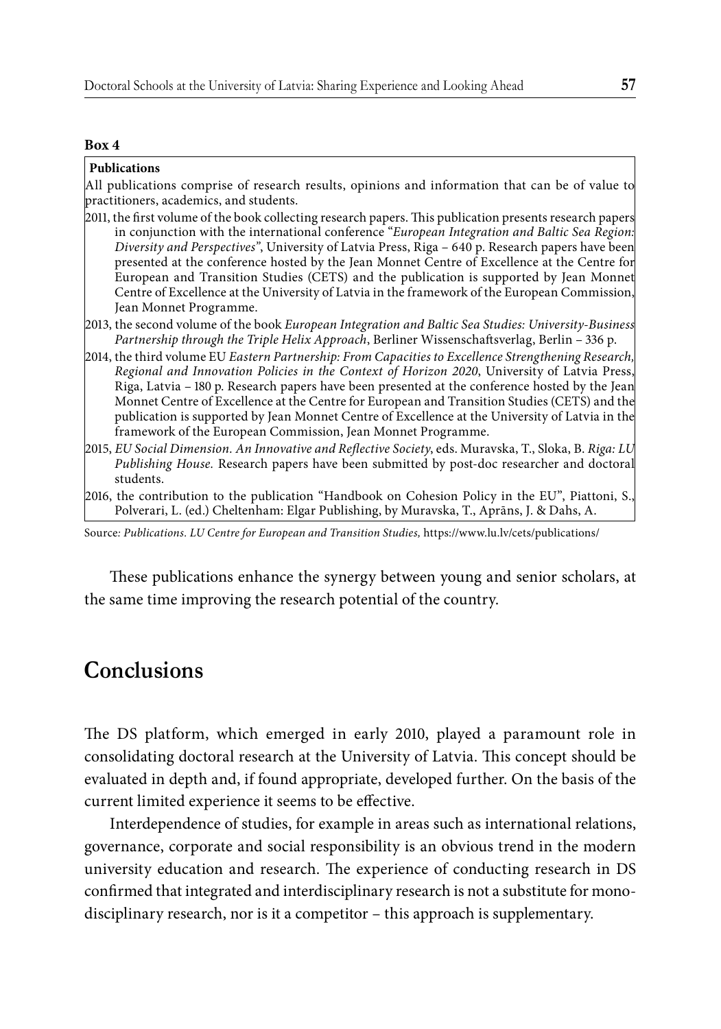**Box 4**

**Publications**

All publications comprise of research results, opinions and information that can be of value to practitioners, academics, and students.

2011, the first volume of the book collecting research papers. This publication presents research papers in conjunction with the international conference "*European Integration and Baltic Sea Region: Diversity and Perspectives"*, University of Latvia Press, Riga – 640 p. Research papers have been presented at the conference hosted by the Jean Monnet Centre of Excellence at the Centre for European and Transition Studies (CETS) and the publication is supported by Jean Monnet Centre of Excellence at the University of Latvia in the framework of the European Commission, Jean Monnet Programme.

2013, the second volume of the book *European Integration and Baltic Sea Studies: University-Business Partnership through the Triple Helix Approach*, Berliner Wissenschaftsverlag, Berlin – 336 p.

2014, the third volume EU *Eastern Partnership: From Capacities to Excellence Strengthening Research, Regional and Innovation Policies in the Context of Horizon 2020*, University of Latvia Press, Riga, Latvia – 180 p. Research papers have been presented at the conference hosted by the Jean Monnet Centre of Excellence at the Centre for European and Transition Studies (CETS) and the publication is supported by Jean Monnet Centre of Excellence at the University of Latvia in the framework of the European Commission, Jean Monnet Programme.

2015, *EU Social Dimension. An Innovative and Reflective Society*, eds. Muravska, T., Sloka, B. *Riga: LU Publishing House.* Research papers have been submitted by post-doc researcher and doctoral students.

2016, the contribution to the publication "Handbook on Cohesion Policy in the EU", Piattoni, S., Polverari, L. (ed.) Cheltenham: Elgar Publishing, by Muravska, T., Aprāns, J. & Dahs, A.

Source*: Publications. LU Centre for European and Transition Studies,* https://www.lu.lv/cets/publications/

These publications enhance the synergy between young and senior scholars, at the same time improving the research potential of the country.

# Conclusions

The DS platform, which emerged in early 2010, played a paramount role in consolidating doctoral research at the University of Latvia. This concept should be evaluated in depth and, if found appropriate, developed further. On the basis of the current limited experience it seems to be effective.

Interdependence of studies, for example in areas such as international relations, governance, corporate and social responsibility is an obvious trend in the modern university education and research. The experience of conducting research in DS confirmed that integrated and interdisciplinary research is not a substitute for mono-disciplinary research, nor is it a competitor – this approach is supplementary.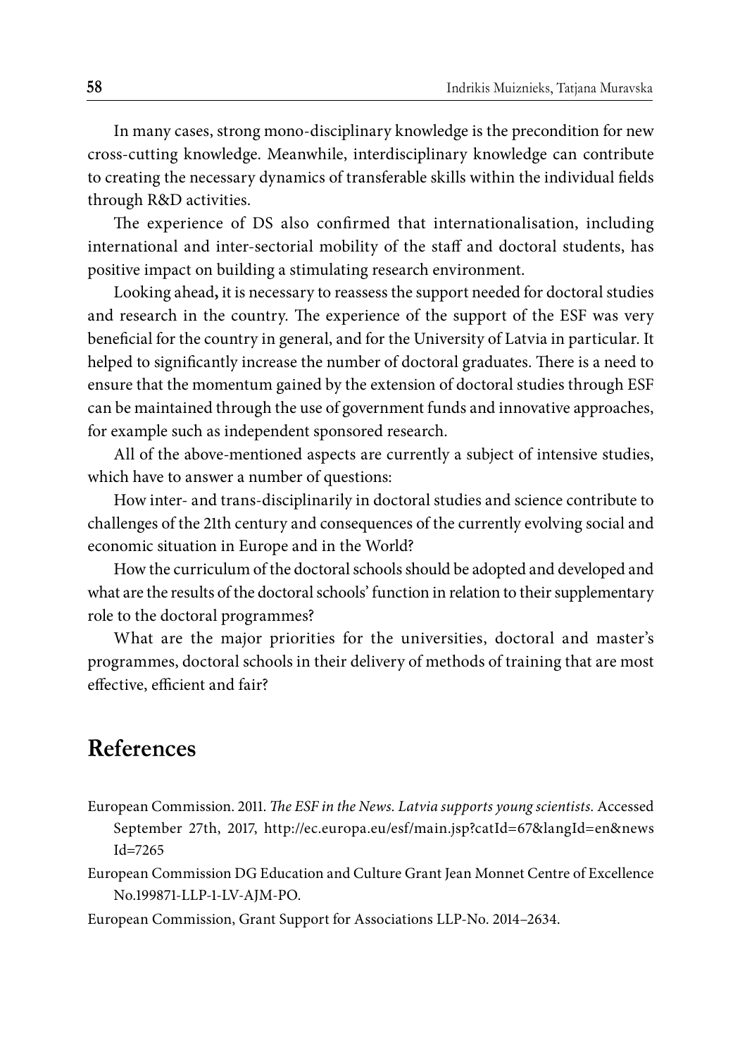In many cases, strong mono-disciplinary knowledge is the precondition for new cross-cutting knowledge. Meanwhile, interdisciplinary knowledge can contribute to creating the necessary dynamics of transferable skills within the individual fields through R&D activities.

The experience of DS also confirmed that internationalisation, including international and inter-sectorial mobility of the staff and doctoral students, has positive impact on building a stimulating research environment.

Looking ahead**,** it is necessary to reassess the support needed for doctoral studies and research in the country. The experience of the support of the ESF was very beneficial for the country in general, and for the University of Latvia in particular. It helped to significantly increase the number of doctoral graduates. There is a need to ensure that the momentum gained by the extension of doctoral studies through ESF can be maintained through the use of government funds and innovative approaches, for example such as independent sponsored research.

All of the above-mentioned aspects are currently a subject of intensive studies, which have to answer a number of questions:

How inter- and trans-disciplinarily in doctoral studies and science contribute to challenges of the 21th century and consequences of the currently evolving social and economic situation in Europe and in the World?

How the curriculum of the doctoral schools should be adopted and developed and what are the results of the doctoral schools' function in relation to their supplementary role to the doctoral programmes?

What are the major priorities for the universities, doctoral and master's programmes, doctoral schools in their delivery of methods of training that are most effective, efficient and fair?

## References

European Commission. 2011. *The ESF in the News. Latvia supports young scientists.* Accessed September 27th, 2017, http://ec.europa.eu/esf/main.jsp?catId=67&langId=en&newsId=7265

European Commission DG Education and Culture Grant Jean Monnet Centre of Excellence No.199871-LLP-1-LV-AJM-PO.

European Commission, Grant Support for Associations LLP-No. 2014–2634.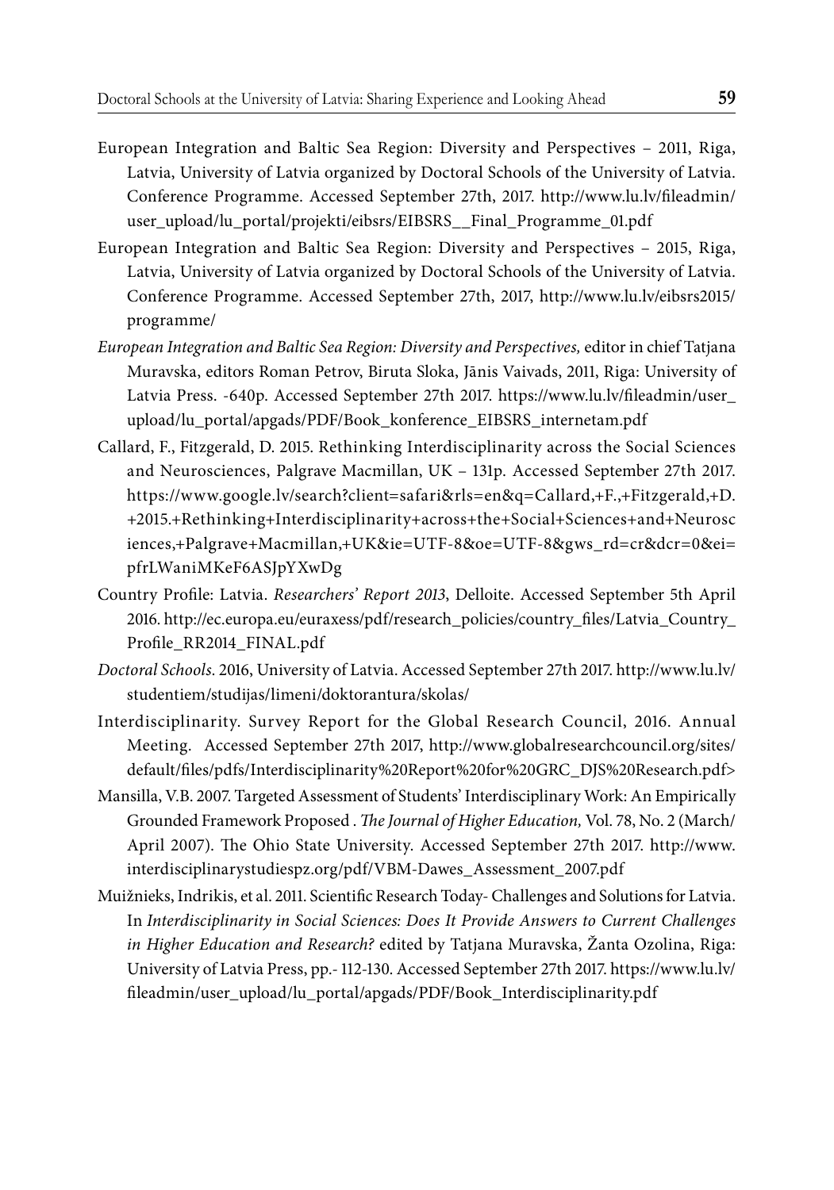European Integration and Baltic Sea Region: Diversity and Perspectives – 2011, Riga, Latvia, University of Latvia organized by Doctoral Schools of the University of Latvia. Conference Programme. Accessed September 27th, 2017. http://www.lu.lv/fileadmin/user_upload/lu_portal/projekti/eibsrs/EIBSRS__Final_Programme_01.pdf

European Integration and Baltic Sea Region: Diversity and Perspectives – 2015, Riga, Latvia, University of Latvia organized by Doctoral Schools of the University of Latvia. Conference Programme. Accessed September 27th, 2017, http://www.lu.lv/eibsrs2015/programme/

*European Integration and Baltic Sea Region: Diversity and Perspectives,* editor in chief Tatjana Muravska, editors Roman Petrov, Biruta Sloka, Jānis Vaivads, 2011, Riga: University of Latvia Press. -640p. Accessed September 27th 2017. https://www.lu.lv/fileadmin/user_upload/lu_portal/apgads/PDF/Book_konference_EIBSRS_internetam.pdf

Callard, F., Fitzgerald, D. 2015. Rethinking Interdisciplinarity across the Social Sciences and Neurosciences, Palgrave Macmillan, UK – 131p. Accessed September 27th 2017. https://www.google.lv/search?client=safari&rls=en&q=Callard,+F.,+Fitzgerald,+D.+2015.+Rethinking+Interdisciplinarity+across+the+Social+Sciences+and+Neurosciences,+Palgrave+Macmillan,+UK&ie=UTF-8&oe=UTF-8&gws_rd=cr&dcr=0&ei=pfrLWaniMKeF6ASJpYXwDg

Country Profile: Latvia. *Researchers' Report 2013*, Delloite. Accessed September 5th April 2016. http://ec.europa.eu/euraxess/pdf/research_policies/country_files/Latvia_Country_Profile_RR2014_FINAL.pdf

*Doctoral Schools*. 2016, University of Latvia. Accessed September 27th 2017. http://www.lu.lv/studentiem/studijas/limeni/doktorantura/skolas/

Interdisciplinarity. Survey Report for the Global Research Council, 2016. Annual Meeting. Accessed September 27th 2017, http://www.globalresearchcouncil.org/sites/default/files/pdfs/Interdisciplinarity%20Report%20for%20GRC_DJS%20Research.pdf>

Mansilla, V.B. 2007. Targeted Assessment of Students' Interdisciplinary Work: An Empirically Grounded Framework Proposed . *The Journal of Higher Education,* Vol. 78, No. 2 (March/April 2007). The Ohio State University. Accessed September 27th 2017. http://www.interdisciplinarystudiespz.org/pdf/VBM-Dawes_Assessment_2007.pdf

Muižnieks, Indrikis, et al. 2011. Scientific Research Today- Challenges and Solutions for Latvia. In *Interdisciplinarity in Social Sciences: Does It Provide Answers to Current Challenges in Higher Education and Research?* edited by Tatjana Muravska, Žanta Ozolina, Riga: University of Latvia Press, pp.- 112-130. Accessed September 27th 2017. https://www.lu.lv/fileadmin/user_upload/lu_portal/apgads/PDF/Book_Interdisciplinarity.pdf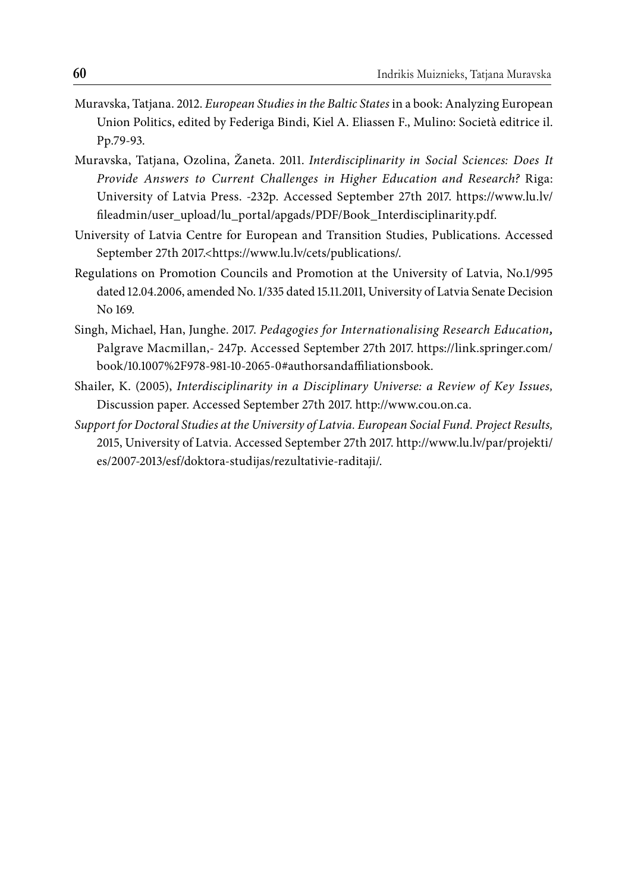Muravska, Tatjana. 2012. *European Studies in the Baltic States* in a book: Analyzing European Union Politics, edited by Federiga Bindi, Kiel A. Eliassen F., Mulino: Società editrice il. Pp.79-93.

Muravska, Tatjana, Ozolina, Žaneta. 2011. *Interdisciplinarity in Social Sciences: Does It Provide Answers to Current Challenges in Higher Education and Research?* Riga: University of Latvia Press. -232p. Accessed September 27th 2017. https://www.lu.lv/fileadmin/user_upload/lu_portal/apgads/PDF/Book_Interdisciplinarity.pdf.

University of Latvia Centre for European and Transition Studies, Publications. Accessed September 27th 2017.<https://www.lu.lv/cets/publications/.

Regulations on Promotion Councils and Promotion at the University of Latvia, No.1/995 dated 12.04.2006, amended No. 1/335 dated 15.11.2011, University of Latvia Senate Decision No 169.

Singh, Michael, Han, Junghe. 2017. *Pedagogies for Internationalising Research Education,* Palgrave Macmillan,- 247p. Accessed September 27th 2017. https://link.springer.com/book/10.1007%2F978-981-10-2065-0#authorsandaffiliationsbook.

Shailer, K. (2005), *Interdisciplinarity in a Disciplinary Universe: a Review of Key Issues,* Discussion paper. Accessed September 27th 2017. http://www.cou.on.ca.

*Support for Doctoral Studies at the University of Latvia. European Social Fund. Project Results,* 2015, University of Latvia. Accessed September 27th 2017. http://www.lu.lv/par/projekti/es/2007-2013/esf/doktora-studijas/rezultativie-raditaji/.